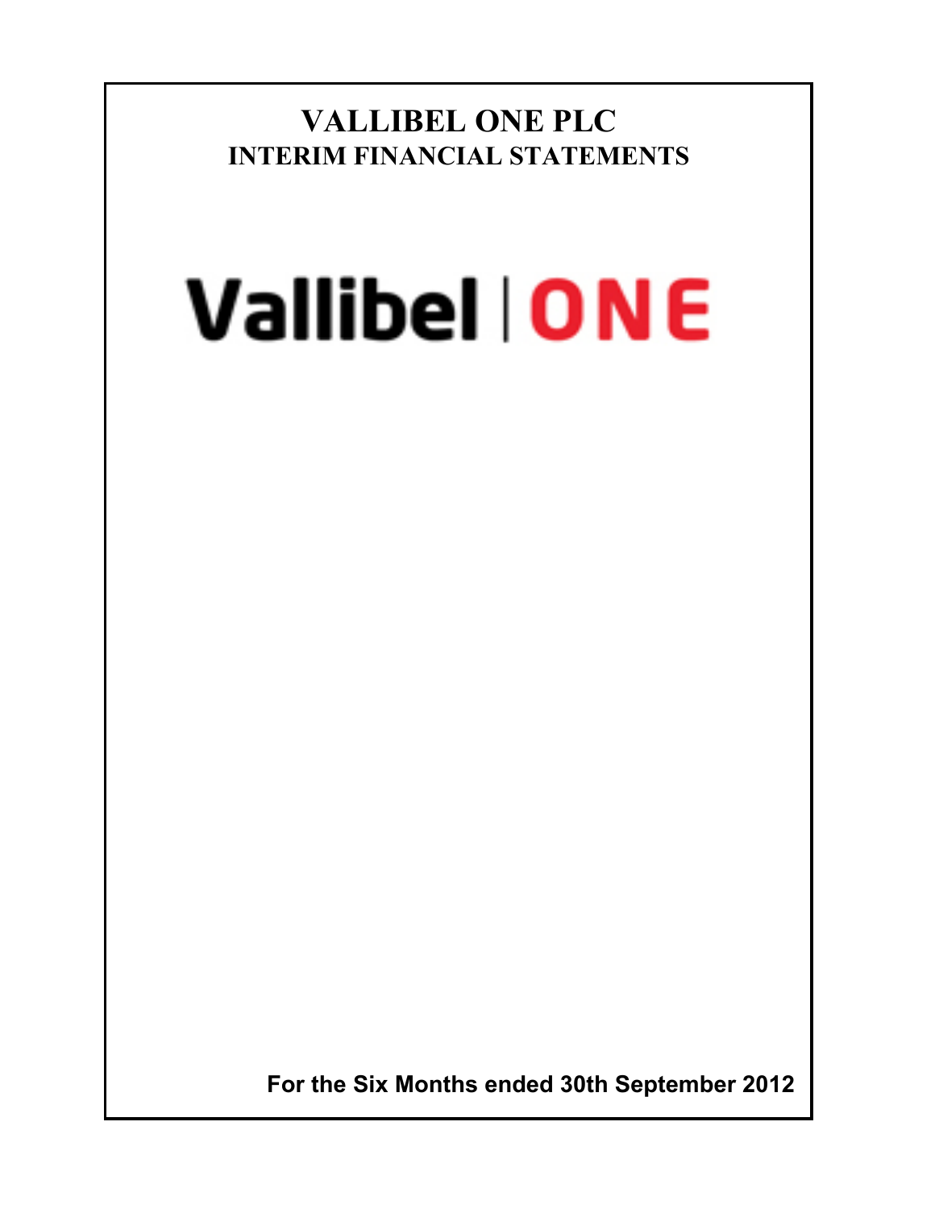# VALLIBEL ONE PLC

## INTERIM FINANCIAL STATEMENTS

Vallibel | ONE

**For the Six Months ended 30th September 2012**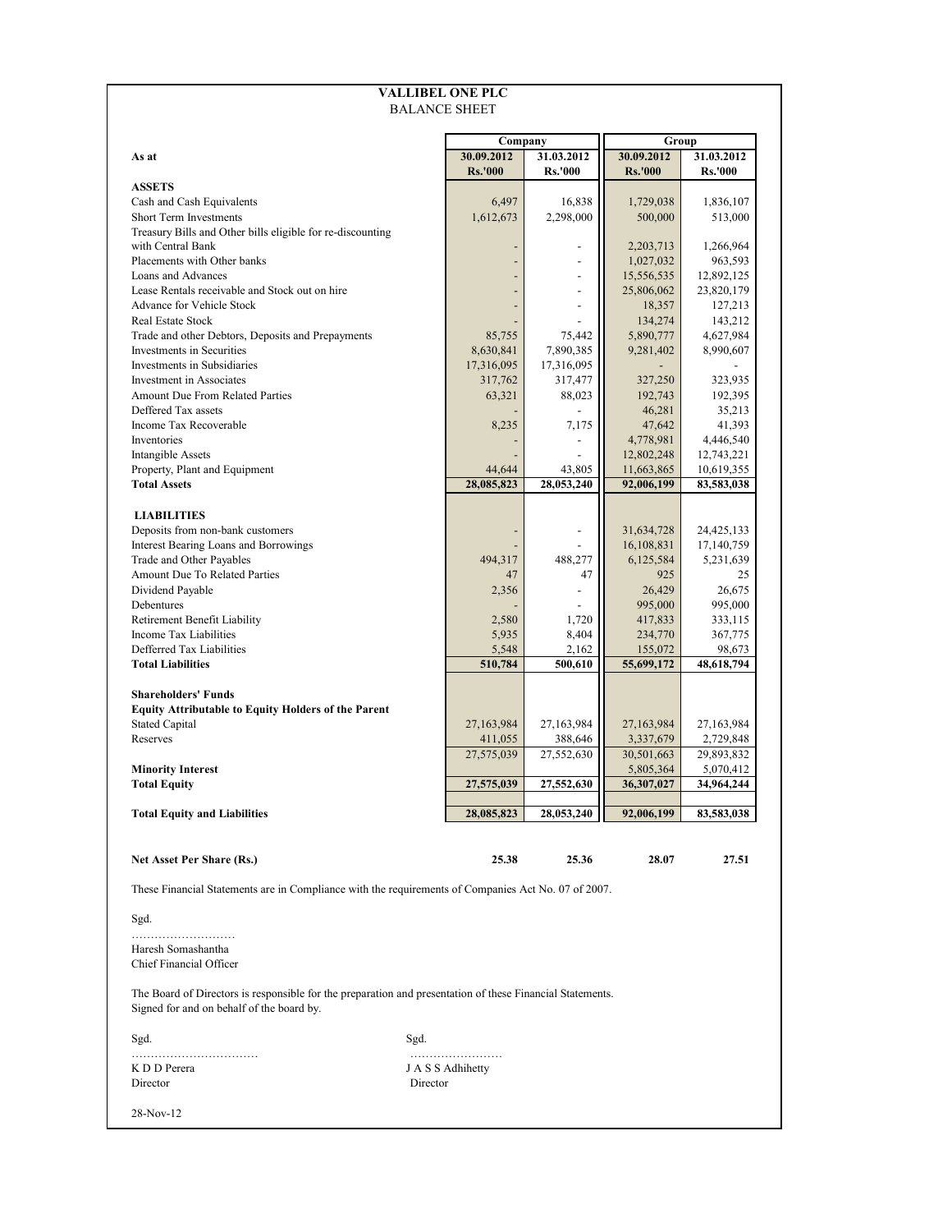# VALLIBEL ONE PLC

## BALANCE SHEET

| As at | Company | | Group | |
|---|---|---|---|---|
| | 30.09.2012 | 31.03.2012 | 30.09.2012 | 31.03.2012 |
| | Rs.'000 | Rs.'000 | Rs.'000 | Rs.'000 |
| **ASSETS** | | | | |
| Cash and Cash Equivalents | 6,497 | 16,838 | 1,729,038 | 1,836,107 |
| Short Term Investments | 1,612,673 | 2,298,000 | 500,000 | 513,000 |
| Treasury Bills and Other bills eligible for re-discounting with Central Bank | - | - | 2,203,713 | 1,266,964 |
| Placements with Other banks | - | - | 1,027,032 | 963,593 |
| Loans and Advances | - | - | 15,556,535 | 12,892,125 |
| Lease Rentals receivable and Stock out on hire | - | - | 25,806,062 | 23,820,179 |
| Advance for Vehicle Stock | - | - | 18,357 | 127,213 |
| Real Estate Stock | - | - | 134,274 | 143,212 |
| Trade and other Debtors, Deposits and Prepayments | 85,755 | 75,442 | 5,890,777 | 4,627,984 |
| Investments in Securities | 8,630,841 | 7,890,385 | 9,281,402 | 8,990,607 |
| Investments in Subsidiaries | 17,316,095 | 17,316,095 | - | - |
| Investment in Associates | 317,762 | 317,477 | 327,250 | 323,935 |
| Amount Due From Related Parties | 63,321 | 88,023 | 192,743 | 192,395 |
| Deffered Tax assets | - | - | 46,281 | 35,213 |
| Income Tax Recoverable | 8,235 | 7,175 | 47,642 | 41,393 |
| Inventories | - | - | 4,778,981 | 4,446,540 |
| Intangible Assets | - | - | 12,802,248 | 12,743,221 |
| Property, Plant and Equipment | 44,644 | 43,805 | 11,663,865 | 10,619,355 |
| **Total Assets** | **28,085,823** | **28,053,240** | **92,006,199** | **83,583,038** |
| | | | | |
| **LIABILITIES** | | | | |
| Deposits from non-bank customers | - | - | 31,634,728 | 24,425,133 |
| Interest Bearing Loans and Borrowings | - | - | 16,108,831 | 17,140,759 |
| Trade and Other Payables | 494,317 | 488,277 | 6,125,584 | 5,231,639 |
| Amount Due To Related Parties | 47 | 47 | 925 | 25 |
| Dividend Payable | 2,356 | - | 26,429 | 26,675 |
| Debentures | - | - | 995,000 | 995,000 |
| Retirement Benefit Liability | 2,580 | 1,720 | 417,833 | 333,115 |
| Income Tax Liabilities | 5,935 | 8,404 | 234,770 | 367,775 |
| Defferred Tax Liabilities | 5,548 | 2,162 | 155,072 | 98,673 |
| **Total Liabilities** | **510,784** | **500,610** | **55,699,172** | **48,618,794** |
| | | | | |
| **Shareholders' Funds** | | | | |
| **Equity Attributable to Equity Holders of the Parent** | | | | |
| Stated Capital | 27,163,984 | 27,163,984 | 27,163,984 | 27,163,984 |
| Reserves | 411,055 | 388,646 | 3,337,679 | 2,729,848 |
| | 27,575,039 | 27,552,630 | 30,501,663 | 29,893,832 |
| **Minority Interest** | | | 5,805,364 | 5,070,412 |
| **Total Equity** | **27,575,039** | **27,552,630** | **36,307,027** | **34,964,244** |
| | | | | |
| **Total Equity and Liabilities** | **28,085,823** | **28,053,240** | **92,006,199** | **83,583,038** |
| | | | | |
| **Net Asset Per Share (Rs.)** | **25.38** | **25.36** | **28.07** | **27.51** |

These Financial Statements are in Compliance with the requirements of Companies Act No. 07 of 2007.

Sgd.

………………………

Haresh Somashantha
Chief Financial Officer

The Board of Directors is responsible for the preparation and presentation of these Financial Statements.
Signed for and on behalf of the board by.

Sgd. ……………………………
K D D Perera
Director

Sgd. ……………………
J A S S Adhihetty
Director

28-Nov-12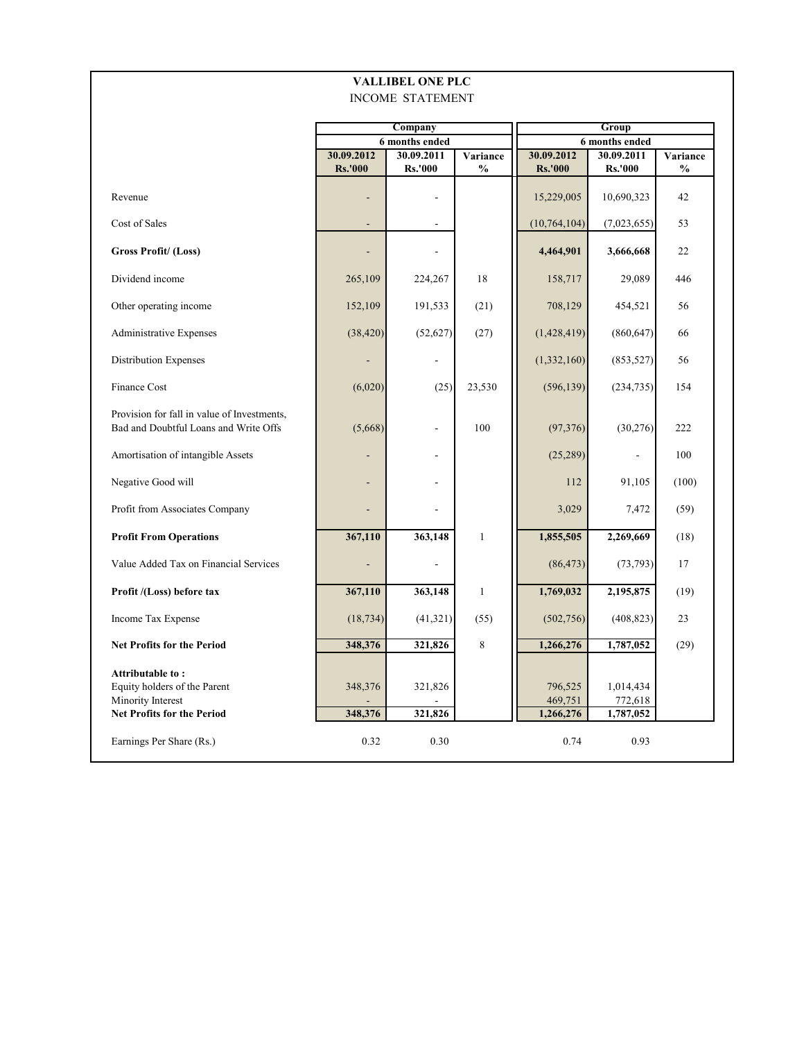# VALLIBEL ONE PLC

## INCOME STATEMENT

| | Company | | | Group | | |
|---|---|---|---|---|---|---|
| | 6 months ended | | | 6 months ended | | |
| | 30.09.2012 Rs.'000 | 30.09.2011 Rs.'000 | Variance % | 30.09.2012 Rs.'000 | 30.09.2011 Rs.'000 | Variance % |
| Revenue | - | - | | 15,229,005 | 10,690,323 | 42 |
| Cost of Sales | - | - | | (10,764,104) | (7,023,655) | 53 |
| **Gross Profit/ (Loss)** | - | - | | **4,464,901** | **3,666,668** | 22 |
| Dividend income | 265,109 | 224,267 | 18 | 158,717 | 29,089 | 446 |
| Other operating income | 152,109 | 191,533 | (21) | 708,129 | 454,521 | 56 |
| Administrative Expenses | (38,420) | (52,627) | (27) | (1,428,419) | (860,647) | 66 |
| Distribution Expenses | - | - | | (1,332,160) | (853,527) | 56 |
| Finance Cost | (6,020) | (25) | 23,530 | (596,139) | (234,735) | 154 |
| Provision for fall in value of Investments, Bad and Doubtful Loans and Write Offs | (5,668) | - | 100 | (97,376) | (30,276) | 222 |
| Amortisation of intangible Assets | - | - | | (25,289) | - | 100 |
| Negative Good will | - | - | | 112 | 91,105 | (100) |
| Profit from Associates Company | - | - | | 3,029 | 7,472 | (59) |
| **Profit From Operations** | **367,110** | **363,148** | 1 | **1,855,505** | **2,269,669** | (18) |
| Value Added Tax on Financial Services | - | - | | (86,473) | (73,793) | 17 |
| **Profit /(Loss) before tax** | **367,110** | **363,148** | 1 | **1,769,032** | **2,195,875** | (19) |
| Income Tax Expense | (18,734) | (41,321) | (55) | (502,756) | (408,823) | 23 |
| **Net Profits for the Period** | **348,376** | **321,826** | 8 | **1,266,276** | **1,787,052** | (29) |
| **Attributable to :** | | | | | | |
| Equity holders of the Parent | 348,376 | 321,826 | | 796,525 | 1,014,434 | |
| Minority Interest | - | - | | 469,751 | 772,618 | |
| **Net Profits for the Period** | **348,376** | **321,826** | | **1,266,276** | **1,787,052** | |
| Earnings Per Share (Rs.) | 0.32 | 0.30 | | 0.74 | 0.93 | |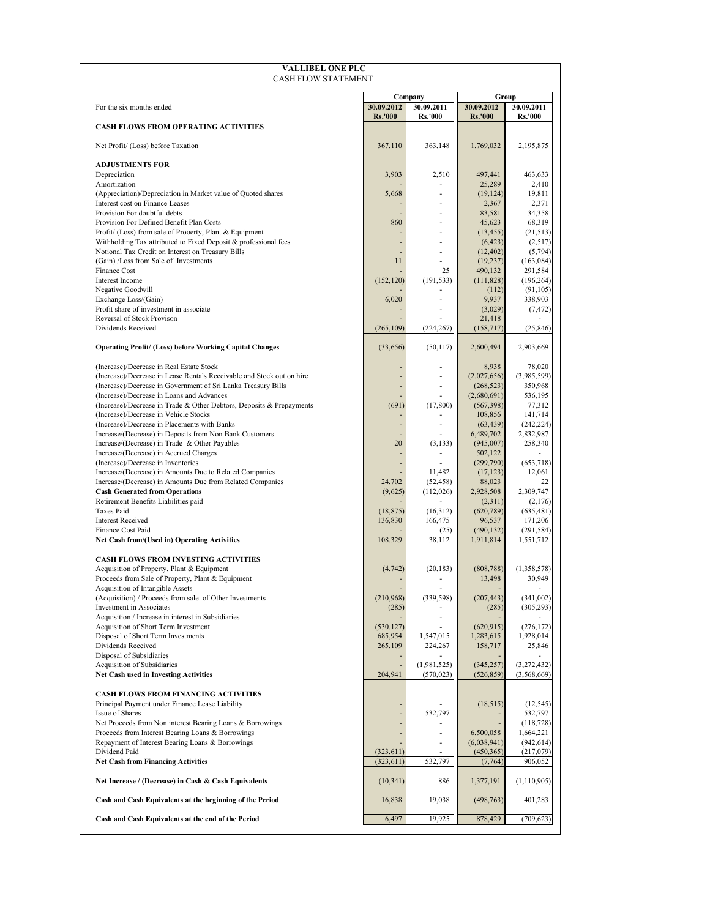# VALLIBEL ONE PLC

## CASH FLOW STATEMENT

| For the six months ended | Company | | Group | |
|---|---|---|---|---|
| | 30.09.2012 | 30.09.2011 | 30.09.2012 | 30.09.2011 |
| | Rs.'000 | Rs.'000 | Rs.'000 | Rs.'000 |
| **CASH FLOWS FROM OPERATING ACTIVITIES** | | | | |
| Net Profit/ (Loss) before Taxation | 367,110 | 363,148 | 1,769,032 | 2,195,875 |
| **ADJUSTMENTS FOR** | | | | |
| Depreciation | 3,903 | 2,510 | 497,441 | 463,633 |
| Amortization | - | - | 25,289 | 2,410 |
| (Appreciation)/Depreciation in Market value of Quoted shares | 5,668 | - | (19,124) | 19,811 |
| Interest cost on Finance Leases | - | - | 2,367 | 2,371 |
| Provision For doubtful debts | - | - | 83,581 | 34,358 |
| Provision For Defined Benefit Plan Costs | 860 | - | 45,623 | 68,319 |
| Profit/ (Loss) from sale of Prooerty, Plant & Equipment | - | - | (13,455) | (21,513) |
| Withholding Tax attributed to Fixed Deposit & professional fees | - | - | (6,423) | (2,517) |
| Notional Tax Credit on Interest on Treasury Bills | - | - | (12,402) | (5,794) |
| (Gain) /Loss from Sale of Investments | 11 | - | (19,237) | (163,084) |
| Finance Cost | - | 25 | 490,132 | 291,584 |
| Interest Income | (152,120) | (191,533) | (111,828) | (196,264) |
| Negative Goodwill | - | - | (112) | (91,105) |
| Exchange Loss/(Gain) | 6,020 | - | 9,937 | 338,903 |
| Profit share of investment in associate | - | - | (3,029) | (7,472) |
| Reversal of Stock Provison | - | - | 21,418 | - |
| Dividends Received | (265,109) | (224,267) | (158,717) | (25,846) |
| **Operating Profit/ (Loss) before Working Capital Changes** | (33,656) | (50,117) | 2,600,494 | 2,903,669 |
| (Increase)/Decrease in Real Estate Stock | - | - | 8,938 | 78,020 |
| (Increase)/Decrease in Lease Rentals Receivable and Stock out on hire | - | - | (2,027,656) | (3,985,599) |
| (Increase)/Decrease in Government of Sri Lanka Treasury Bills | - | - | (268,523) | 350,968 |
| (Increase)/Decrease in Loans and Advances | - | - | (2,680,691) | 536,195 |
| (Increase)/Decrease in Trade & Other Debtors, Deposits & Prepayments | (691) | (17,800) | (567,398) | 77,312 |
| (Increase)/Decrease in Vehicle Stocks | - | - | 108,856 | 141,714 |
| (Increase)/Decrease in Placements with Banks | - | - | (63,439) | (242,224) |
| Increase/(Decrease) in Deposits from Non Bank Customers | - | - | 6,489,702 | 2,832,987 |
| Increase/(Decrease) in Trade & Other Payables | 20 | (3,133) | (945,007) | 258,340 |
| Increase/(Decrease) in Accrued Charges | - | - | 502,122 | - |
| (Increase)/Decrease in Inventories | - | - | (299,790) | (653,718) |
| Increase/(Decrease) in Amounts Due to Related Companies | - | 11,482 | (17,123) | 12,061 |
| Increase/(Decrease) in Amounts Due from Related Companies | 24,702 | (52,458) | 88,023 | 22 |
| **Cash Generated from Operations** | (9,625) | (112,026) | 2,928,508 | 2,309,747 |
| Retirement Benefits Liabilities paid | - | - | (2,311) | (2,176) |
| Taxes Paid | (18,875) | (16,312) | (620,789) | (635,481) |
| Interest Received | 136,830 | 166,475 | 96,537 | 171,206 |
| Finance Cost Paid | - | (25) | (490,132) | (291,584) |
| **Net Cash from/(Used in) Operating Activities** | 108,329 | 38,112 | 1,911,814 | 1,551,712 |
| **CASH FLOWS FROM INVESTING ACTIVITIES** | | | | |
| Acquisition of Property, Plant & Equipment | (4,742) | (20,183) | (808,788) | (1,358,578) |
| Proceeds from Sale of Property, Plant & Equipment | - | - | 13,498 | 30,949 |
| Acquisition of Intangible Assets | - | - | - | - |
| (Acquisition) / Proceeds from sale of Other Investments | (210,968) | (339,598) | (207,443) | (341,002) |
| Investment in Associates | (285) | - | (285) | (305,293) |
| Acquisition / Increase in interest in Subsidiaries | - | - | - | - |
| Acquisition of Short Term Investment | (530,127) | - | (620,915) | (276,172) |
| Disposal of Short Term Investments | 685,954 | 1,547,015 | 1,283,615 | 1,928,014 |
| Dividends Received | 265,109 | 224,267 | 158,717 | 25,846 |
| Disposal of Subsidiaries | - | - | - | - |
| Acquisition of Subsidiaries | - | (1,981,525) | (345,257) | (3,272,432) |
| **Net Cash used in Investing Activities** | 204,941 | (570,023) | (526,859) | (3,568,669) |
| **CASH FLOWS FROM FINANCING ACTIVITIES** | | | | |
| Principal Payment under Finance Lease Liability | - | - | (18,515) | (12,545) |
| Issue of Shares | - | 532,797 | - | 532,797 |
| Net Proceeds from Non interest Bearing Loans & Borrowings | - | - | - | (118,728) |
| Proceeds from Interest Bearing Loans & Borrowings | - | - | 6,500,058 | 1,664,221 |
| Repayment of Interest Bearing Loans & Borrowings | - | - | (6,038,941) | (942,614) |
| Dividend Paid | (323,611) | - | (450,365) | (217,079) |
| **Net Cash from Financing Activities** | (323,611) | 532,797 | (7,764) | 906,052 |
| **Net Increase / (Decrease) in Cash & Cash Equivalents** | (10,341) | 886 | 1,377,191 | (1,110,905) |
| **Cash and Cash Equivalents at the beginning of the Period** | 16,838 | 19,038 | (498,763) | 401,283 |
| **Cash and Cash Equivalents at the end of the Period** | 6,497 | 19,925 | 878,429 | (709,623) |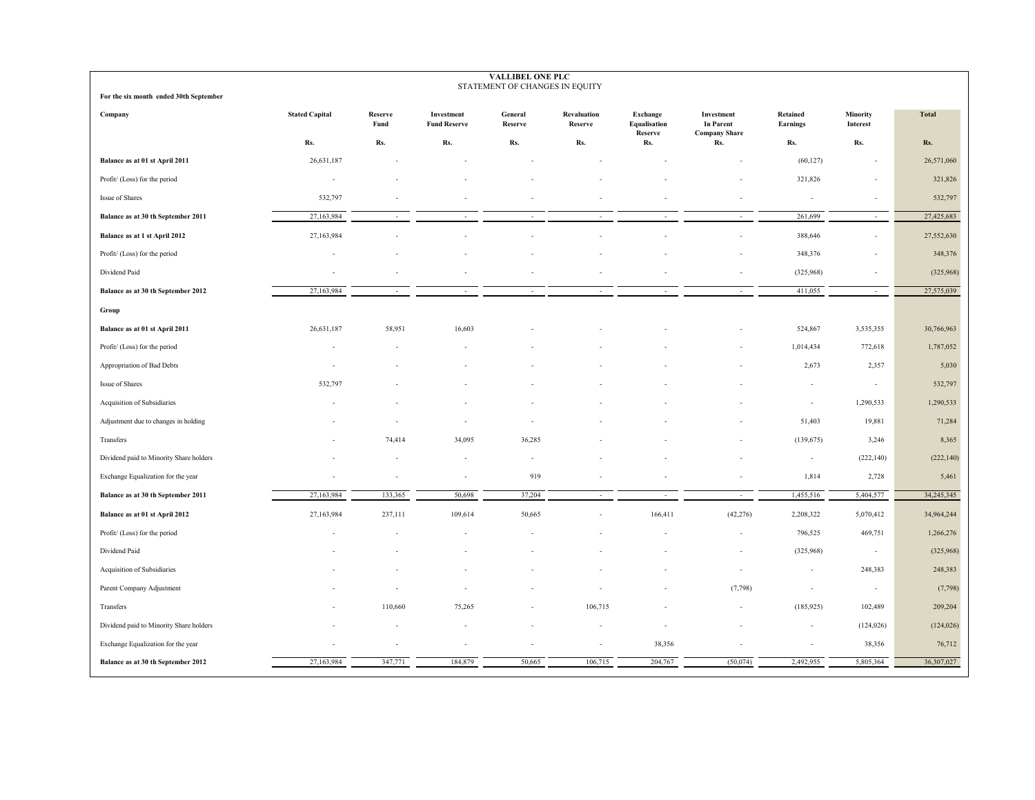**VALLIBEL ONE PLC**

STATEMENT OF CHANGES IN EQUITY

**For the six month ended 30th September**

| Company | Stated Capital | Reserve Fund | Investment Fund Reserve | General Reserve | Revaluation Reserve | Exchange Equalisation Reserve | Investment In Parent Company Share | Retained Earnings | Minority Interest | Total |
|---|---|---|---|---|---|---|---|---|---|---|
| | Rs. | Rs. | Rs. | Rs. | Rs. | Rs. | Rs. | Rs. | Rs. | Rs. |
| **Balance as at 01 st April 2011** | 26,631,187 | - | - | - | - | - | - | (60,127) | - | 26,571,060 |
| Profit/ (Loss) for the period | - | - | - | - | - | - | - | 321,826 | - | 321,826 |
| Issue of Shares | 532,797 | - | - | - | - | - | - | - | - | 532,797 |
| **Balance as at 30 th September 2011** | 27,163,984 | - | - | - | - | - | - | 261,699 | - | 27,425,683 |
| **Balance as at 1 st April 2012** | 27,163,984 | - | - | - | - | - | - | 388,646 | - | 27,552,630 |
| Profit/ (Loss) for the period | - | - | - | - | - | - | - | 348,376 | - | 348,376 |
| Dividend Paid | - | - | - | - | - | - | - | (325,968) | - | (325,968) |
| **Balance as at 30 th September 2012** | 27,163,984 | - | - | - | - | - | - | 411,055 | - | 27,575,039 |
| **Group** | | | | | | | | | | |
| **Balance as at 01 st April 2011** | 26,631,187 | 58,951 | 16,603 | - | - | - | - | 524,867 | 3,535,355 | 30,766,963 |
| Profit/ (Loss) for the period | - | - | - | - | - | - | - | 1,014,434 | 772,618 | 1,787,052 |
| Appropriation of Bad Debts | - | - | - | - | - | - | - | 2,673 | 2,357 | 5,030 |
| Issue of Shares | 532,797 | - | - | - | - | - | - | - | - | 532,797 |
| Acquisition of Subsidiaries | - | - | - | - | - | - | - | - | 1,290,533 | 1,290,533 |
| Adjustment due to changes in holding | - | - | - | - | - | - | - | 51,403 | 19,881 | 71,284 |
| Transfers | - | 74,414 | 34,095 | 36,285 | - | - | - | (139,675) | 3,246 | 8,365 |
| Dividend paid to Minority Share holders | - | - | - | - | - | - | - | - | (222,140) | (222,140) |
| Exchange Equalization for the year | - | - | - | 919 | - | - | - | 1,814 | 2,728 | 5,461 |
| **Balance as at 30 th September 2011** | 27,163,984 | 133,365 | 50,698 | 37,204 | - | - | - | 1,455,516 | 5,404,577 | 34,245,345 |
| **Balance as at 01 st April 2012** | 27,163,984 | 237,111 | 109,614 | 50,665 | - | 166,411 | (42,276) | 2,208,322 | 5,070,412 | 34,964,244 |
| Profit/ (Loss) for the period | - | - | - | - | - | - | - | 796,525 | 469,751 | 1,266,276 |
| Dividend Paid | - | - | - | - | - | - | - | (325,968) | - | (325,968) |
| Acquisition of Subsidiaries | - | - | - | - | - | - | - | - | 248,383 | 248,383 |
| Parent Company Adjustment | - | - | - | - | - | - | (7,798) | - | - | (7,798) |
| Transfers | - | 110,660 | 75,265 | - | 106,715 | - | - | (185,925) | 102,489 | 209,204 |
| Dividend paid to Minority Share holders | - | - | - | - | - | - | - | - | (124,026) | (124,026) |
| Exchange Equalization for the year | - | - | - | - | - | 38,356 | - | - | 38,356 | 76,712 |
| **Balance as at 30 th September 2012** | 27,163,984 | 347,771 | 184,879 | 50,665 | 106,715 | 204,767 | (50,074) | 2,492,955 | 5,805,364 | 36,307,027 |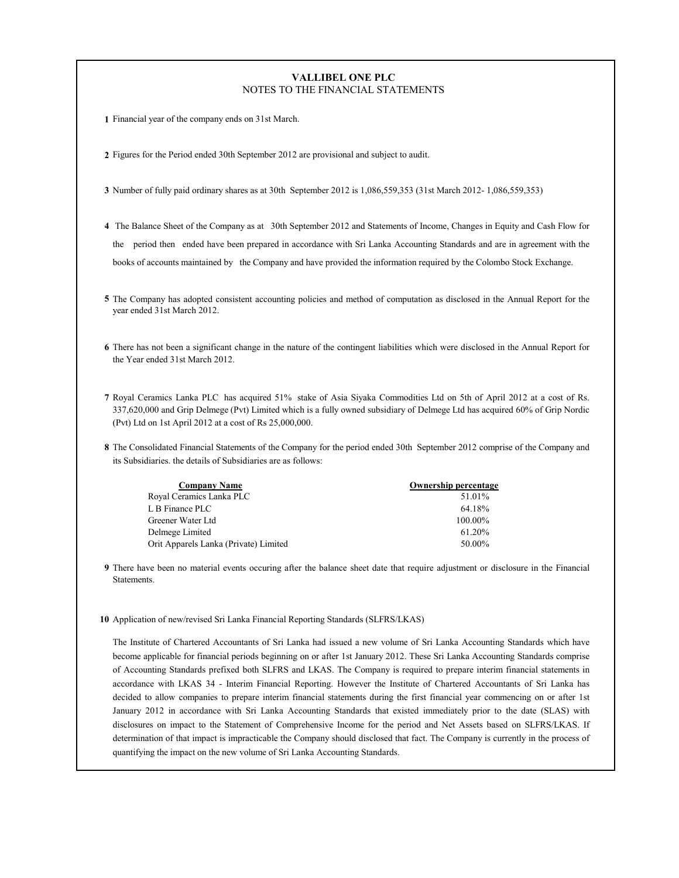# VALLIBEL ONE PLC

## NOTES TO THE FINANCIAL STATEMENTS

1. Financial year of the company ends on 31st March.

2. Figures for the Period ended 30th September 2012 are provisional and subject to audit.

3. Number of fully paid ordinary shares as at 30th September 2012 is 1,086,559,353 (31st March 2012- 1,086,559,353)

4. The Balance Sheet of the Company as at 30th September 2012 and Statements of Income, Changes in Equity and Cash Flow for the period then ended have been prepared in accordance with Sri Lanka Accounting Standards and are in agreement with the books of accounts maintained by the Company and have provided the information required by the Colombo Stock Exchange.

5. The Company has adopted consistent accounting policies and method of computation as disclosed in the Annual Report for the year ended 31st March 2012.

6. There has not been a significant change in the nature of the contingent liabilities which were disclosed in the Annual Report for the Year ended 31st March 2012.

7. Royal Ceramics Lanka PLC has acquired 51% stake of Asia Siyaka Commodities Ltd on 5th of April 2012 at a cost of Rs. 337,620,000 and Grip Delmege (Pvt) Limited which is a fully owned subsidiary of Delmege Ltd has acquired 60% of Grip Nordic (Pvt) Ltd on 1st April 2012 at a cost of Rs 25,000,000.

8. The Consolidated Financial Statements of the Company for the period ended 30th September 2012 comprise of the Company and its Subsidiaries. the details of Subsidiaries are as follows:

| Company Name | Ownership percentage |
|---|---|
| Royal Ceramics Lanka PLC | 51.01% |
| L B Finance PLC | 64.18% |
| Greener Water Ltd | 100.00% |
| Delmege Limited | 61.20% |
| Orit Apparels Lanka (Private) Limited | 50.00% |

9. There have been no material events occuring after the balance sheet date that require adjustment or disclosure in the Financial Statements.

10. Application of new/revised Sri Lanka Financial Reporting Standards (SLFRS/LKAS)

    The Institute of Chartered Accountants of Sri Lanka had issued a new volume of Sri Lanka Accounting Standards which have become applicable for financial periods beginning on or after 1st January 2012. These Sri Lanka Accounting Standards comprise of Accounting Standards prefixed both SLFRS and LKAS. The Company is required to prepare interim financial statements in accordance with LKAS 34 - Interim Financial Reporting. However the Institute of Chartered Accountants of Sri Lanka has decided to allow companies to prepare interim financial statements during the first financial year commencing on or after 1st January 2012 in accordance with Sri Lanka Accounting Standards that existed immediately prior to the date (SLAS) with disclosures on impact to the Statement of Comprehensive Income for the period and Net Assets based on SLFRS/LKAS. If determination of that impact is impracticable the Company should disclosed that fact. The Company is currently in the process of quantifying the impact on the new volume of Sri Lanka Accounting Standards.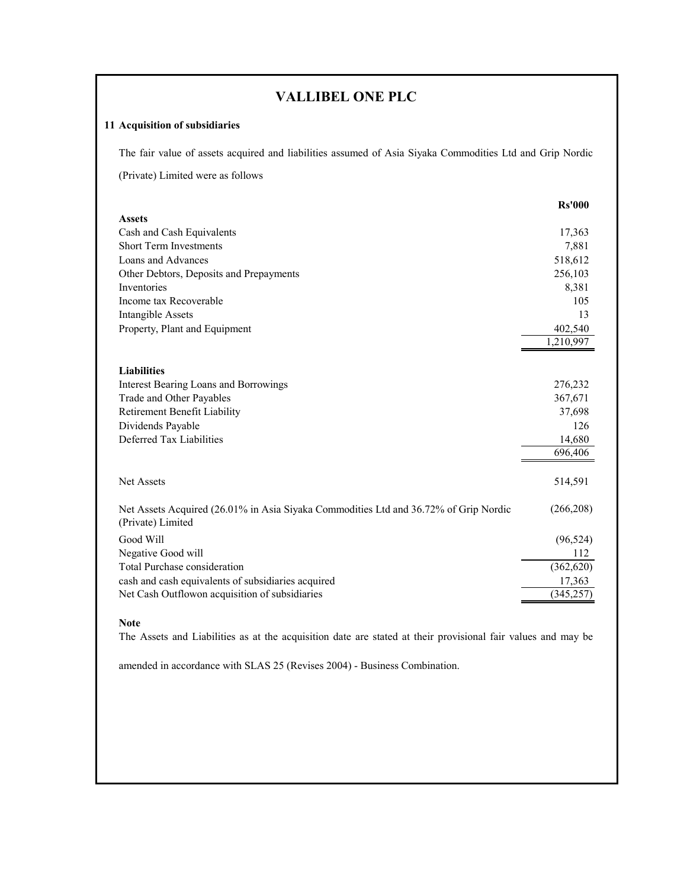# VALLIBEL ONE PLC

## 11 Acquisition of subsidiaries

The fair value of assets acquired and liabilities assumed of Asia Siyaka Commodities Ltd and Grip Nordic (Private) Limited were as follows

| | Rs'000 |
|---|---|
| **Assets** | |
| Cash and Cash Equivalents | 17,363 |
| Short Term Investments | 7,881 |
| Loans and Advances | 518,612 |
| Other Debtors, Deposits and Prepayments | 256,103 |
| Inventories | 8,381 |
| Income tax Recoverable | 105 |
| Intangible Assets | 13 |
| Property, Plant and Equipment | 402,540 |
| | 1,210,997 |
| **Liabilities** | |
| Interest Bearing Loans and Borrowings | 276,232 |
| Trade and Other Payables | 367,671 |
| Retirement Benefit Liability | 37,698 |
| Dividends Payable | 126 |
| Deferred Tax Liabilities | 14,680 |
| | 696,406 |
| Net Assets | 514,591 |
| Net Assets Acquired (26.01% in Asia Siyaka Commodities Ltd and 36.72% of Grip Nordic (Private) Limited | (266,208) |
| Good Will | (96,524) |
| Negative Good will | 112 |
| Total Purchase consideration | (362,620) |
| cash and cash equivalents of subsidiaries acquired | 17,363 |
| Net Cash Outflowon acquisition of subsidiaries | (345,257) |

**Note**

The Assets and Liabilities as at the acquisition date are stated at their provisional fair values and may be amended in accordance with SLAS 25 (Revises 2004) - Business Combination.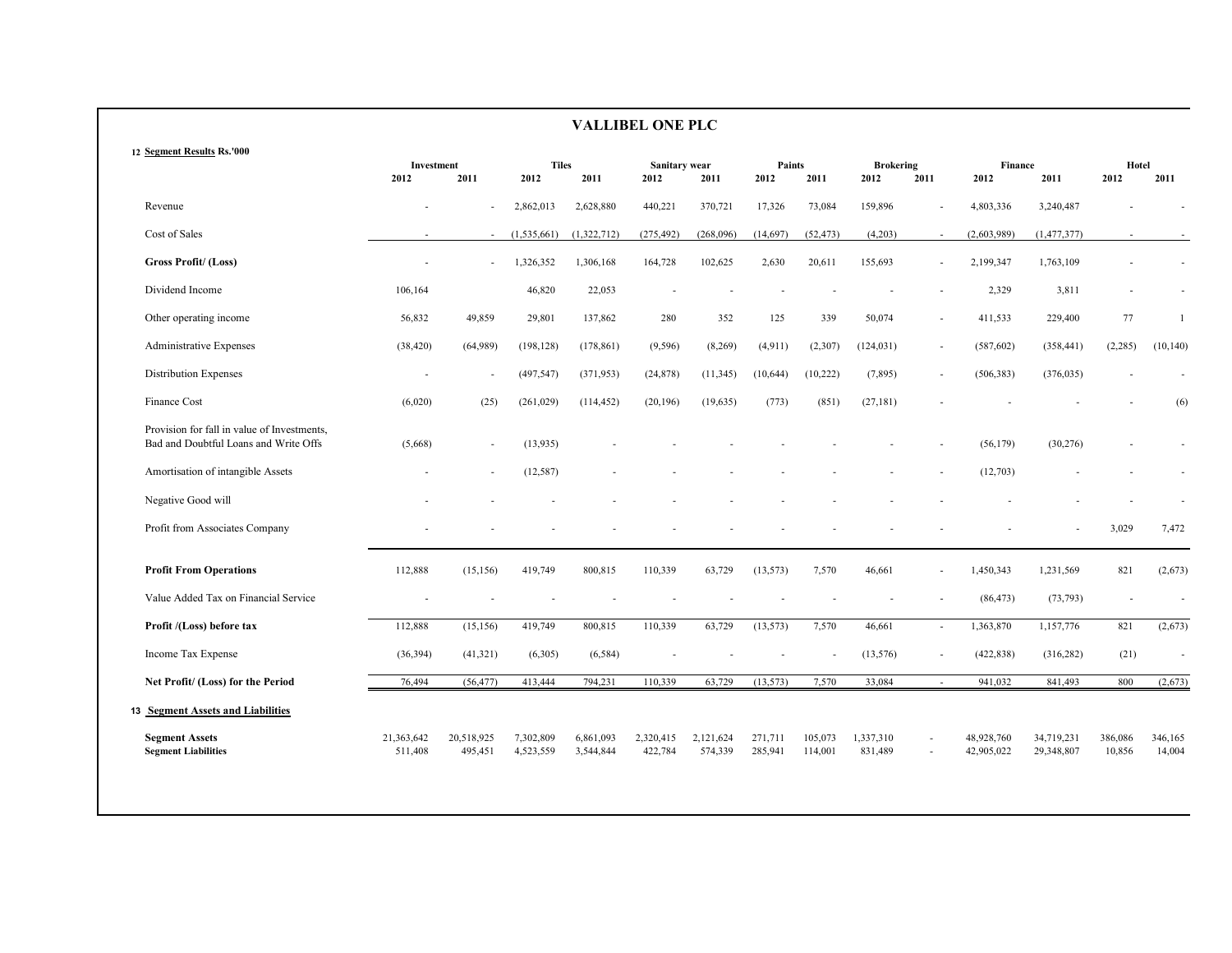# VALLIBEL ONE PLC

**12 Segment Results Rs.'000**

| | Investment | | Tiles | | Sanitary wear | | Paints | | Brokering | | Finance | | Hotel | |
|---|---|---|---|---|---|---|---|---|---|---|---|---|---|---|
| | 2012 | 2011 | 2012 | 2011 | 2012 | 2011 | 2012 | 2011 | 2012 | 2011 | 2012 | 2011 | 2012 | 2011 |
| Revenue | - | - | 2,862,013 | 2,628,880 | 440,221 | 370,721 | 17,326 | 73,084 | 159,896 | - | 4,803,336 | 3,240,487 | - | - |
| Cost of Sales | - | - | (1,535,661) | (1,322,712) | (275,492) | (268,096) | (14,697) | (52,473) | (4,203) | - | (2,603,989) | (1,477,377) | - | - |
| **Gross Profit/ (Loss)** | - | - | 1,326,352 | 1,306,168 | 164,728 | 102,625 | 2,630 | 20,611 | 155,693 | - | 2,199,347 | 1,763,109 | - | - |
| Dividend Income | 106,164 | | 46,820 | 22,053 | - | - | - | - | - | - | 2,329 | 3,811 | - | - |
| Other operating income | 56,832 | 49,859 | 29,801 | 137,862 | 280 | 352 | 125 | 339 | 50,074 | - | 411,533 | 229,400 | 77 | 1 |
| Administrative Expenses | (38,420) | (64,989) | (198,128) | (178,861) | (9,596) | (8,269) | (4,911) | (2,307) | (124,031) | - | (587,602) | (358,441) | (2,285) | (10,140) |
| Distribution Expenses | - | - | (497,547) | (371,953) | (24,878) | (11,345) | (10,644) | (10,222) | (7,895) | - | (506,383) | (376,035) | - | - |
| Finance Cost | (6,020) | (25) | (261,029) | (114,452) | (20,196) | (19,635) | (773) | (851) | (27,181) | - | - | - | - | (6) |
| Provision for fall in value of Investments, Bad and Doubtful Loans and Write Offs | (5,668) | - | (13,935) | - | - | - | - | - | - | - | (56,179) | (30,276) | - | - |
| Amortisation of intangible Assets | - | - | (12,587) | - | - | - | - | - | - | - | (12,703) | - | - | - |
| Negative Good will | - | - | - | - | - | - | - | - | - | - | - | - | - | - |
| Profit from Associates Company | - | - | - | - | - | - | - | - | - | - | - | - | 3,029 | 7,472 |
| **Profit From Operations** | 112,888 | (15,156) | 419,749 | 800,815 | 110,339 | 63,729 | (13,573) | 7,570 | 46,661 | - | 1,450,343 | 1,231,569 | 821 | (2,673) |
| Value Added Tax on Financial Service | - | - | - | - | - | - | - | - | - | - | (86,473) | (73,793) | - | - |
| **Profit /(Loss) before tax** | 112,888 | (15,156) | 419,749 | 800,815 | 110,339 | 63,729 | (13,573) | 7,570 | 46,661 | - | 1,363,870 | 1,157,776 | 821 | (2,673) |
| Income Tax Expense | (36,394) | (41,321) | (6,305) | (6,584) | - | - | - | - | (13,576) | - | (422,838) | (316,282) | (21) | - |
| **Net Profit/ (Loss) for the Period** | 76,494 | (56,477) | 413,444 | 794,231 | 110,339 | 63,729 | (13,573) | 7,570 | 33,084 | - | 941,032 | 841,493 | 800 | (2,673) |

**13 Segment Assets and Liabilities**

| | Investment 2012 | Investment 2011 | Tiles 2012 | Tiles 2011 | Sanitary wear 2012 | Sanitary wear 2011 | Paints 2012 | Paints 2011 | Brokering 2012 | Brokering 2011 | Finance 2012 | Finance 2011 | Hotel 2012 | Hotel 2011 |
|---|---|---|---|---|---|---|---|---|---|---|---|---|---|---|
| **Segment Assets** | 21,363,642 | 20,518,925 | 7,302,809 | 6,861,093 | 2,320,415 | 2,121,624 | 271,711 | 105,073 | 1,337,310 | - | 48,928,760 | 34,719,231 | 386,086 | 346,165 |
| **Segment Liabilities** | 511,408 | 495,451 | 4,523,559 | 3,544,844 | 422,784 | 574,339 | 285,941 | 114,001 | 831,489 | - | 42,905,022 | 29,348,807 | 10,856 | 14,004 |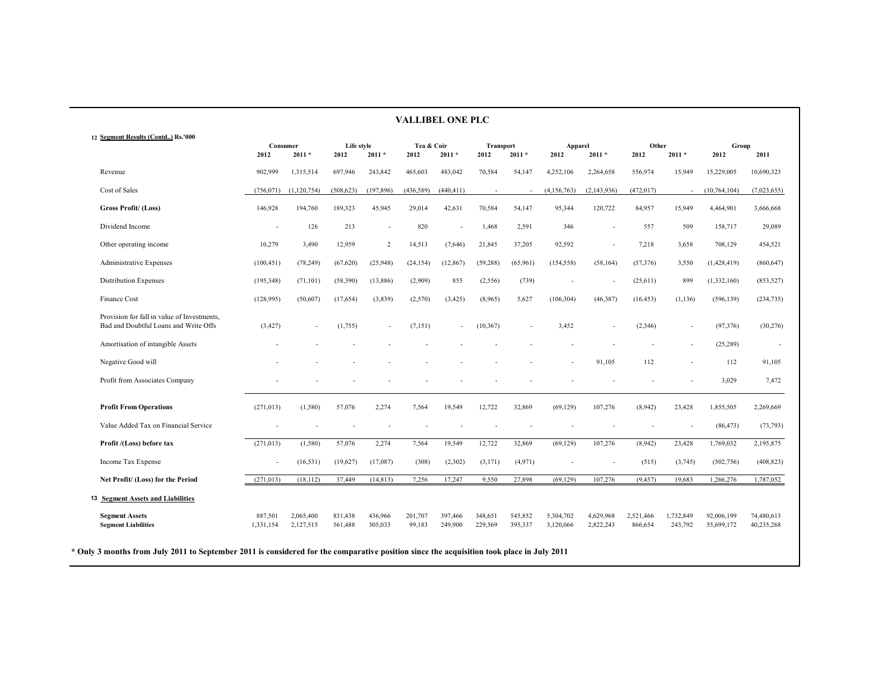# VALLIBEL ONE PLC

## 12 Segment Results (Contd..) Rs.'000

| | Consumer | | Life style | | Tea & Coir | | Transport | | Apparel | | Other | | Group | |
|---|---|---|---|---|---|---|---|---|---|---|---|---|---|---|
| | 2012 | 2011 * | 2012 | 2011 * | 2012 | 2011 * | 2012 | 2011 * | 2012 | 2011 * | 2012 | 2011 * | 2012 | 2011 |
| Revenue | 902,999 | 1,315,514 | 697,946 | 243,842 | 465,603 | 483,042 | 70,584 | 54,147 | 4,252,106 | 2,264,658 | 556,974 | 15,949 | 15,229,005 | 10,690,323 |
| Cost of Sales | (756,071) | (1,120,754) | (508,623) | (197,896) | (436,589) | (440,411) | - | - | (4,156,763) | (2,143,936) | (472,017) | - | (10,764,104) | (7,023,655) |
| **Gross Profit/ (Loss)** | 146,928 | 194,760 | 189,323 | 45,945 | 29,014 | 42,631 | 70,584 | 54,147 | 95,344 | 120,722 | 84,957 | 15,949 | 4,464,901 | 3,666,668 |
| Dividend Income | - | 126 | 213 | - | 820 | - | 1,468 | 2,591 | 346 | - | 557 | 509 | 158,717 | 29,089 |
| Other operating income | 10,279 | 3,490 | 12,959 | 2 | 14,513 | (7,646) | 21,845 | 37,205 | 92,592 | - | 7,218 | 3,658 | 708,129 | 454,521 |
| Administrative Expenses | (100,451) | (78,249) | (67,620) | (25,948) | (24,154) | (12,867) | (59,288) | (65,961) | (154,558) | (58,164) | (57,376) | 3,550 | (1,428,419) | (860,647) |
| Distribution Expenses | (195,348) | (71,101) | (58,390) | (13,886) | (2,909) | 855 | (2,556) | (739) | - | - | (25,611) | 899 | (1,332,160) | (853,527) |
| Finance Cost | (128,995) | (50,607) | (17,654) | (3,839) | (2,570) | (3,425) | (8,965) | 5,627 | (106,304) | (46,387) | (16,453) | (1,136) | (596,139) | (234,735) |
| Provision for fall in value of Investments, Bad and Doubtful Loans and Write Offs | (3,427) | - | (1,755) | - | (7,151) | - | (10,367) | - | 3,452 | - | (2,346) | - | (97,376) | (30,276) |
| Amortisation of intangible Assets | - | - | - | - | - | - | - | - | - | - | - | - | (25,289) | - |
| Negative Good will | - | - | - | - | - | - | - | - | - | 91,105 | 112 | - | 112 | 91,105 |
| Profit from Associates Company | - | - | - | - | - | - | - | - | - | - | - | - | 3,029 | 7,472 |
| **Profit From Operations** | (271,013) | (1,580) | 57,076 | 2,274 | 7,564 | 19,549 | 12,722 | 32,869 | (69,129) | 107,276 | (8,942) | 23,428 | 1,855,505 | 2,269,669 |
| Value Added Tax on Financial Service | - | - | - | - | - | - | - | - | - | - | - | - | (86,473) | (73,793) |
| **Profit /(Loss) before tax** | (271,013) | (1,580) | 57,076 | 2,274 | 7,564 | 19,549 | 12,722 | 32,869 | (69,129) | 107,276 | (8,942) | 23,428 | 1,769,032 | 2,195,875 |
| Income Tax Expense | - | (16,531) | (19,627) | (17,087) | (308) | (2,302) | (3,171) | (4,971) | - | - | (515) | (3,745) | (502,756) | (408,823) |
| **Net Profit/ (Loss) for the Period** | (271,013) | (18,112) | 37,449 | (14,813) | 7,256 | 17,247 | 9,550 | 27,898 | (69,129) | 107,276 | (9,457) | 19,683 | 1,266,276 | 1,787,052 |

## 13 Segment Assets and Liabilities

| | Consumer | | Life style | | Tea & Coir | | Transport | | Apparel | | Other | | Group | |
|---|---|---|---|---|---|---|---|---|---|---|---|---|---|---|
| | 2012 | 2011 * | 2012 | 2011 * | 2012 | 2011 * | 2012 | 2011 * | 2012 | 2011 * | 2012 | 2011 * | 2012 | 2011 |
| **Segment Assets** | 887,501 | 2,065,400 | 831,438 | 436,966 | 201,707 | 397,466 | 348,651 | 545,852 | 5,304,702 | 4,629,968 | 2,521,466 | 1,732,849 | 92,006,199 | 74,480,613 |
| **Segment Liabilities** | 1,331,154 | 2,127,515 | 561,488 | 305,033 | 99,183 | 249,900 | 229,569 | 395,337 | 3,120,066 | 2,822,243 | 866,654 | 243,792 | 55,699,172 | 40,235,268 |

**\* Only 3 months from July 2011 to September 2011 is considered for the comparative position since the acquisition took place in July 2011**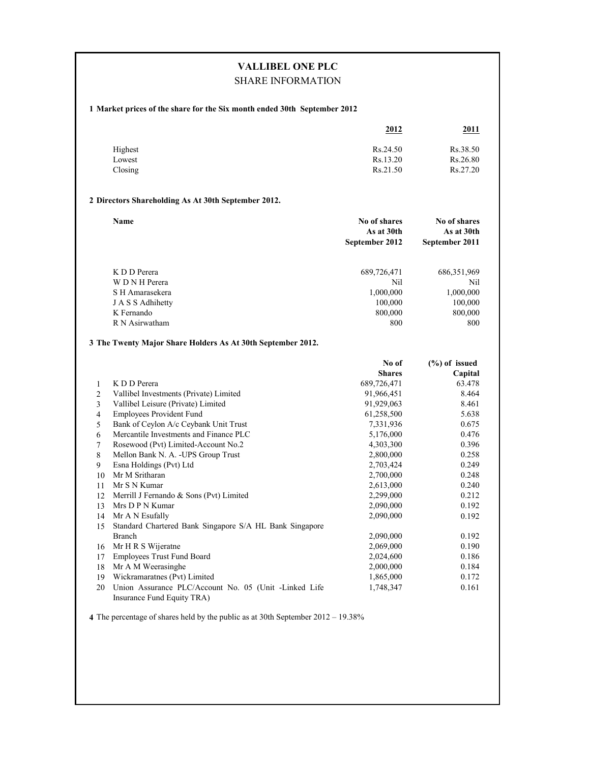# VALLIBEL ONE PLC

## SHARE INFORMATION

**1 Market prices of the share for the Six month ended 30th September 2012**

| | 2012 | 2011 |
|---|---|---|
| Highest | Rs.24.50 | Rs.38.50 |
| Lowest | Rs.13.20 | Rs.26.80 |
| Closing | Rs.21.50 | Rs.27.20 |

**2 Directors Shareholding As At 30th September 2012.**

| Name | No of shares As at 30th September 2012 | No of shares As at 30th September 2011 |
|---|---|---|
| K D D Perera | 689,726,471 | 686,351,969 |
| W D N H Perera | Nil | Nil |
| S H Amarasekera | 1,000,000 | 1,000,000 |
| J A S S Adhihetty | 100,000 | 100,000 |
| K Fernando | 800,000 | 800,000 |
| R N Asirwatham | 800 | 800 |

**3 The Twenty Major Share Holders As At 30th September 2012.**

| | | No of Shares | (%) of issued Capital |
|---|---|---|---|
| 1 | K D D Perera | 689,726,471 | 63.478 |
| 2 | Vallibel Investments (Private) Limited | 91,966,451 | 8.464 |
| 3 | Vallibel Leisure (Private) Limited | 91,929,063 | 8.461 |
| 4 | Employees Provident Fund | 61,258,500 | 5.638 |
| 5 | Bank of Ceylon A/c Ceybank Unit Trust | 7,331,936 | 0.675 |
| 6 | Mercantile Investments and Finance PLC | 5,176,000 | 0.476 |
| 7 | Rosewood (Pvt) Limited-Account No.2 | 4,303,300 | 0.396 |
| 8 | Mellon Bank N. A. -UPS Group Trust | 2,800,000 | 0.258 |
| 9 | Esna Holdings (Pvt) Ltd | 2,703,424 | 0.249 |
| 10 | Mr M Sritharan | 2,700,000 | 0.248 |
| 11 | Mr S N Kumar | 2,613,000 | 0.240 |
| 12 | Merrill J Fernando & Sons (Pvt) Limited | 2,299,000 | 0.212 |
| 13 | Mrs D P N Kumar | 2,090,000 | 0.192 |
| 14 | Mr A N Esufally | 2,090,000 | 0.192 |
| 15 | Standard Chartered Bank Singapore S/A HL Bank Singapore Branch | 2,090,000 | 0.192 |
| 16 | Mr H R S Wijeratne | 2,069,000 | 0.190 |
| 17 | Employees Trust Fund Board | 2,024,600 | 0.186 |
| 18 | Mr A M Weerasinghe | 2,000,000 | 0.184 |
| 19 | Wickramaratnes (Pvt) Limited | 1,865,000 | 0.172 |
| 20 | Union Assurance PLC/Account No. 05 (Unit -Linked Life Insurance Fund Equity TRA) | 1,748,347 | 0.161 |

**4** The percentage of shares held by the public as at 30th September 2012 – 19.38%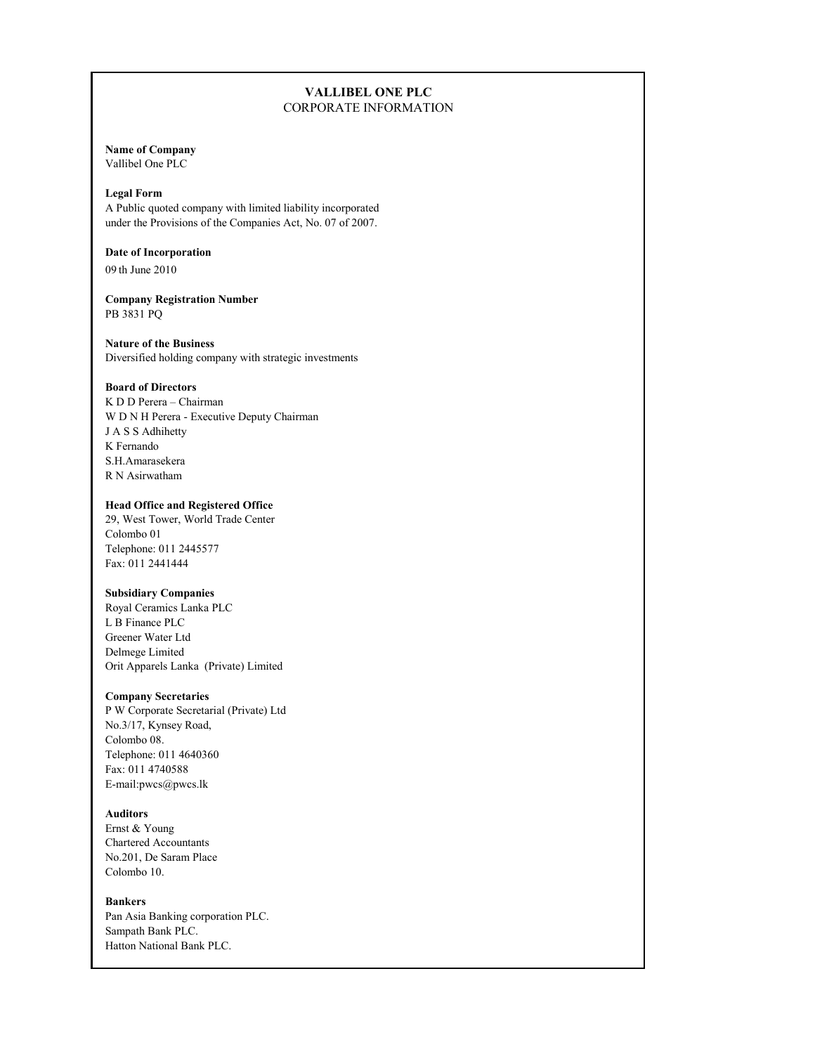# VALLIBEL ONE PLC

## CORPORATE INFORMATION

**Name of Company**
Vallibel One PLC

**Legal Form**
A Public quoted company with limited liability incorporated under the Provisions of the Companies Act, No. 07 of 2007.

**Date of Incorporation**
09 th June 2010

**Company Registration Number**
PB 3831 PQ

**Nature of the Business**
Diversified holding company with strategic investments

**Board of Directors**
K D D Perera – Chairman
W D N H Perera - Executive Deputy Chairman
J A S S Adhihetty
K Fernando
S.H.Amarasekera
R N Asirwatham

**Head Office and Registered Office**
29, West Tower, World Trade Center
Colombo 01
Telephone: 011 2445577
Fax: 011 2441444

**Subsidiary Companies**
Royal Ceramics Lanka PLC
L B Finance PLC
Greener Water Ltd
Delmege Limited
Orit Apparels Lanka (Private) Limited

**Company Secretaries**
P W Corporate Secretarial (Private) Ltd
No.3/17, Kynsey Road,
Colombo 08.
Telephone: 011 4640360
Fax: 011 4740588
E-mail:pwcs@pwcs.lk

**Auditors**
Ernst & Young
Chartered Accountants
No.201, De Saram Place
Colombo 10.

**Bankers**
Pan Asia Banking corporation PLC.
Sampath Bank PLC.
Hatton National Bank PLC.